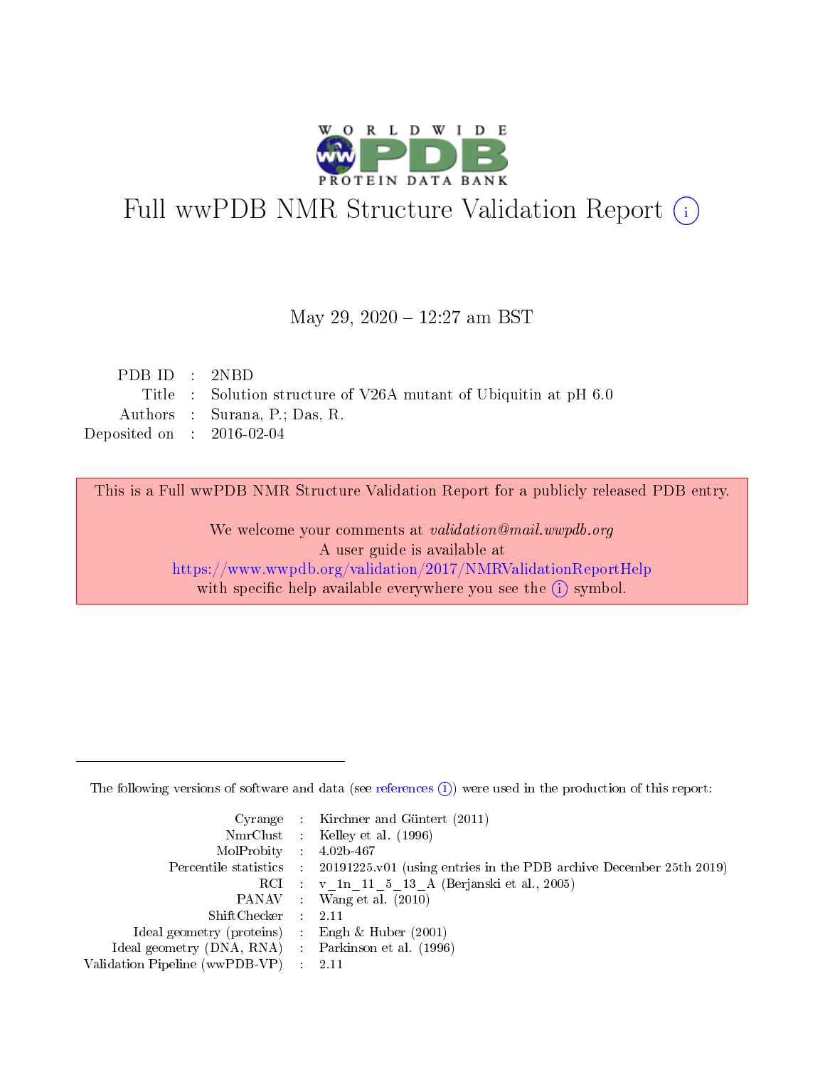# Full wwPDB NMR Structure Validation Report (i)

May 29, 2020 – 12:27 am BST

| | | |
|---|---|---|
| PDB ID | : | 2NBD |
| Title | : | Solution structure of V26A mutant of Ubiquitin at pH 6.0 |
| Authors | : | Surana, P.; Das, R. |
| Deposited on | : | 2016-02-04 |

This is a Full wwPDB NMR Structure Validation Report for a publicly released PDB entry.

We welcome your comments at *validation@mail.wwpdb.org*
A user guide is available at
https://www.wwpdb.org/validation/2017/NMRValidationReportHelp
with specific help available everywhere you see the (i) symbol.

The following versions of software and data (see references (i)) were used in the production of this report:

| | | |
|---|---|---|
| Cyrange | : | Kirchner and Güntert (2011) |
| NmrClust | : | Kelley et al. (1996) |
| MolProbity | : | 4.02b-467 |
| Percentile statistics | : | 20191225.v01 (using entries in the PDB archive December 25th 2019) |
| RCI | : | v_1n_11_5_13_A (Berjanski et al., 2005) |
| PANAV | : | Wang et al. (2010) |
| ShiftChecker | : | 2.11 |
| Ideal geometry (proteins) | : | Engh & Huber (2001) |
| Ideal geometry (DNA, RNA) | : | Parkinson et al. (1996) |
| Validation Pipeline (wwPDB-VP) | : | 2.11 |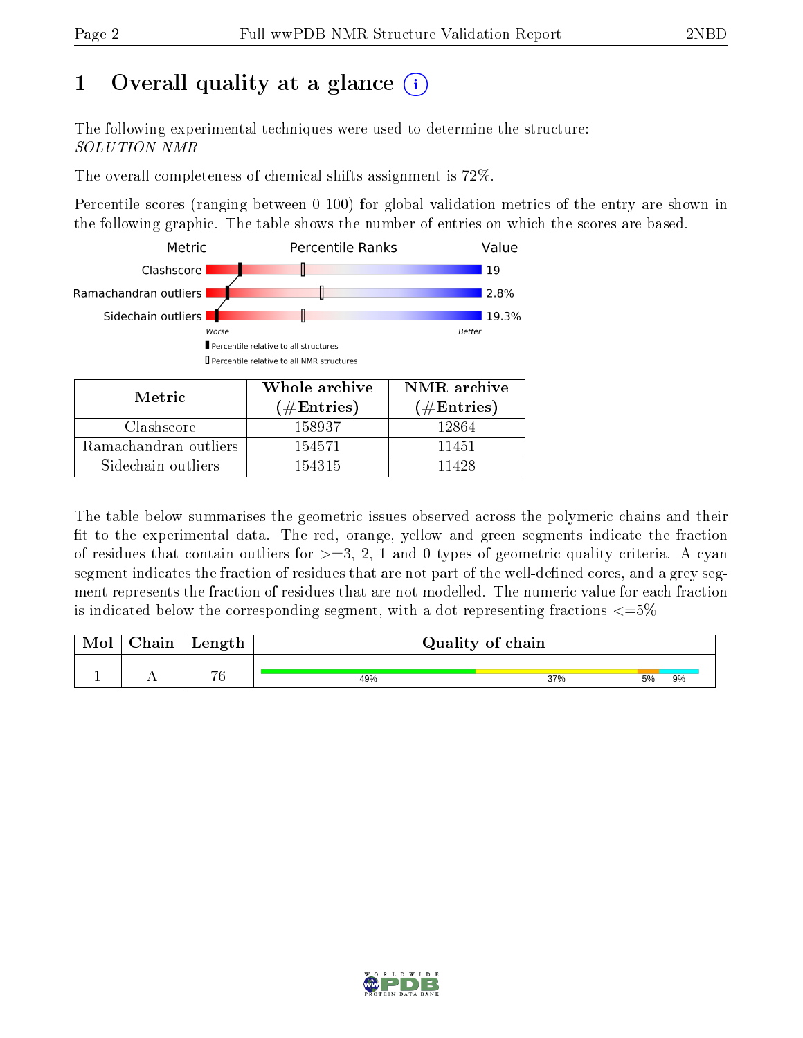# 1 Overall quality at a glance

The following experimental techniques were used to determine the structure:
*SOLUTION NMR*

The overall completeness of chemical shifts assignment is 72%.

Percentile scores (ranging between 0-100) for global validation metrics of the entry are shown in the following graphic. The table shows the number of entries on which the scores are based.

| Metric | Value |
|---|---|
| Clashscore | 19 |
| Ramachandran outliers | 2.8% |
| Sidechain outliers | 19.3% |

| Metric | Whole archive (#Entries) | NMR archive (#Entries) |
|---|---|---|
| Clashscore | 158937 | 12864 |
| Ramachandran outliers | 154571 | 11451 |
| Sidechain outliers | 154315 | 11428 |

The table below summarises the geometric issues observed across the polymeric chains and their fit to the experimental data. The red, orange, yellow and green segments indicate the fraction of residues that contain outliers for >=3, 2, 1 and 0 types of geometric quality criteria. A cyan segment indicates the fraction of residues that are not part of the well-defined cores, and a grey segment represents the fraction of residues that are not modelled. The numeric value for each fraction is indicated below the corresponding segment, with a dot representing fractions <=5%

| Mol | Chain | Length | Quality of chain |
|---|---|---|---|
| 1 | A | 76 | 49% 37% 5% 9% |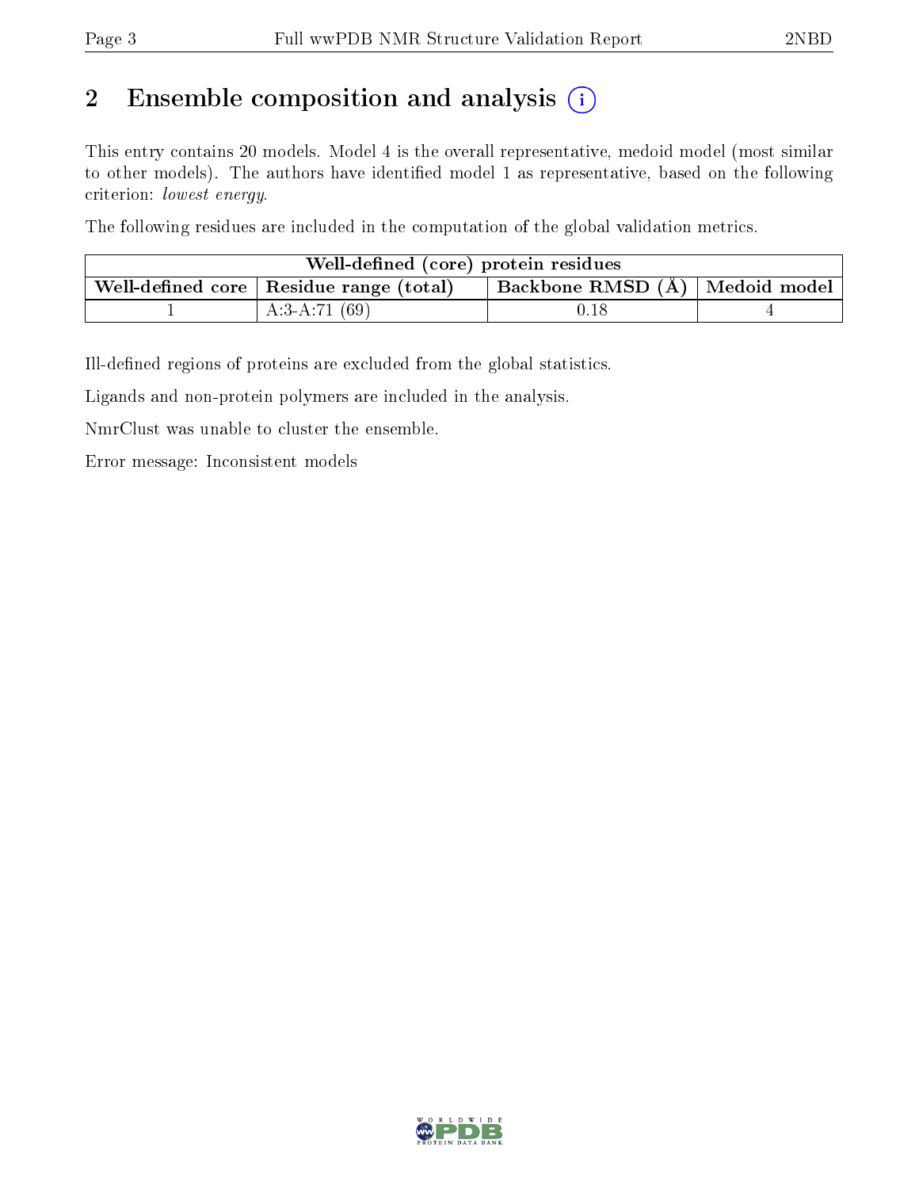## 2 Ensemble composition and analysis (i)

This entry contains 20 models. Model 4 is the overall representative, medoid model (most similar to other models). The authors have identified model 1 as representative, based on the following criterion: *lowest energy*.

The following residues are included in the computation of the global validation metrics.

| Well-defined (core) protein residues | | | |
|---|---|---|---|
| Well-defined core | Residue range (total) | Backbone RMSD (Å) | Medoid model |
| 1 | A:3-A:71 (69) | 0.18 | 4 |

Ill-defined regions of proteins are excluded from the global statistics.

Ligands and non-protein polymers are included in the analysis.

NmrClust was unable to cluster the ensemble.

Error message: Inconsistent models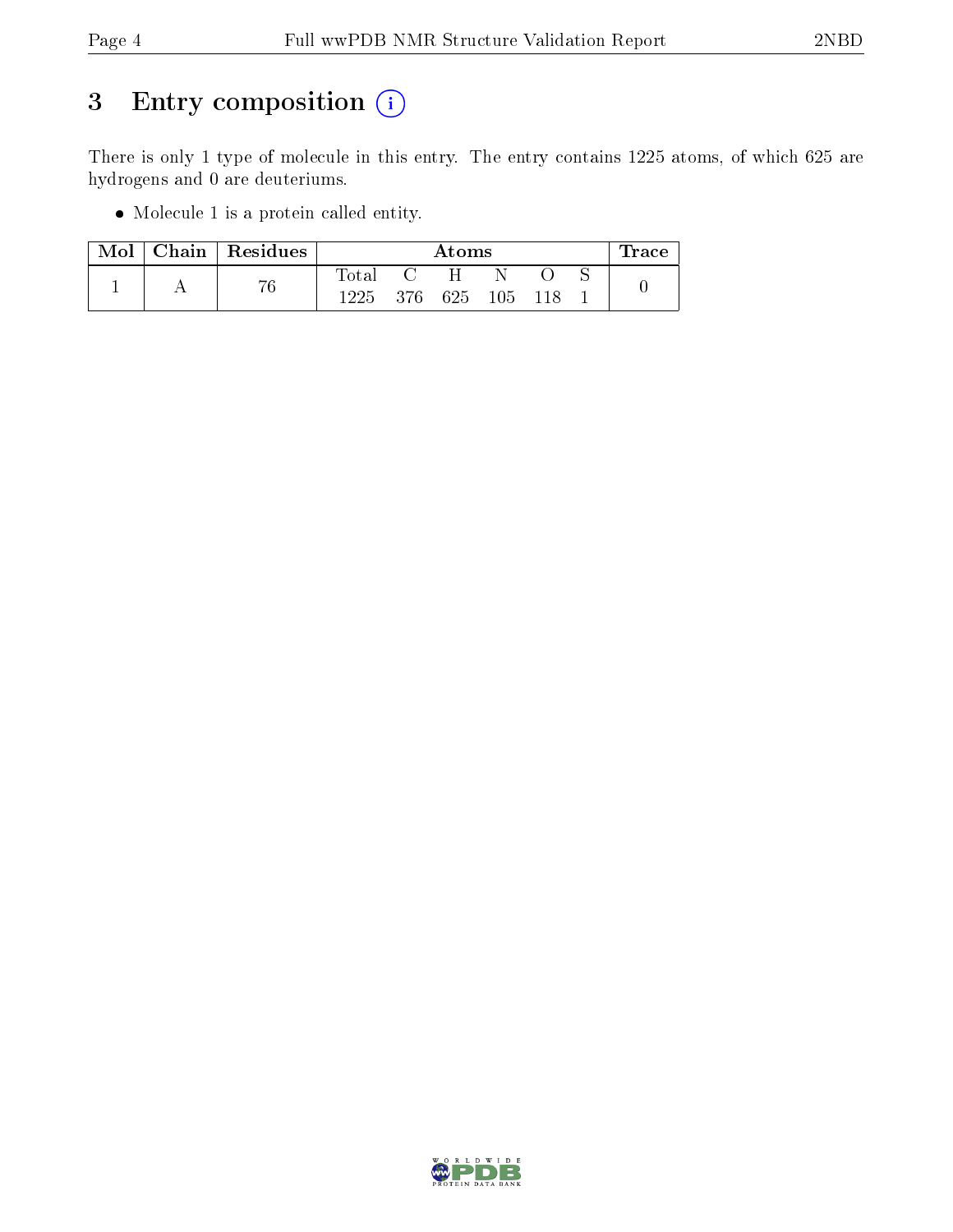# 3 Entry composition (i)

There is only 1 type of molecule in this entry. The entry contains 1225 atoms, of which 625 are hydrogens and 0 are deuteriums.

- Molecule 1 is a protein called entity.

| Mol | Chain | Residues | Atoms | | | | | | Trace |
|---|---|---|---|---|---|---|---|---|---|
| | | | Total | C | H | N | O | S | |
| 1 | A | 76 | 1225 | 376 | 625 | 105 | 118 | 1 | 0 |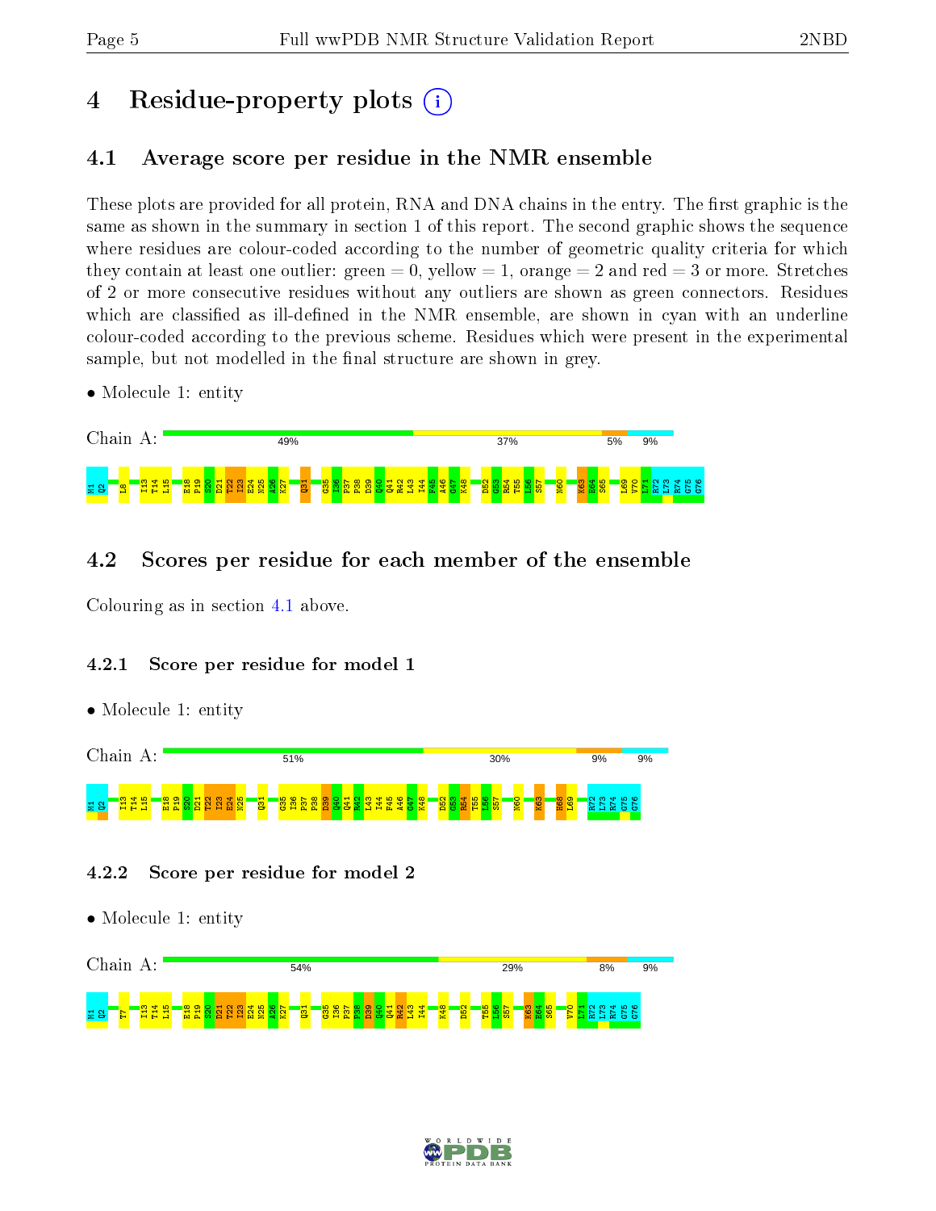# 4 Residue-property plots

## 4.1 Average score per residue in the NMR ensemble

These plots are provided for all protein, RNA and DNA chains in the entry. The first graphic is the same as shown in the summary in section 1 of this report. The second graphic shows the sequence where residues are colour-coded according to the number of geometric quality criteria for which they contain at least one outlier: green = 0, yellow = 1, orange = 2 and red = 3 or more. Stretches of 2 or more consecutive residues without any outliers are shown as green connectors. Residues which are classified as ill-defined in the NMR ensemble, are shown in cyan with an underline colour-coded according to the previous scheme. Residues which were present in the experimental sample, but not modelled in the final structure are shown in grey.

- Molecule 1: entity

Chain A: 49% 37% 5% 9%

M1 Q2 L8 I13 T14 L15 E18 P19 S20 D21 T22 I23 E24 N25 A26 K27 Q31 G35 I36 P37 P38 D39 Q40 Q41 R42 L43 I44 F45 A46 G47 K48 D52 G53 R54 T55 L56 S57 N60 K63 E64 S65 L69 V70 L71 R72 L73 R74 G75 G76

## 4.2 Scores per residue for each member of the ensemble

Colouring as in section 4.1 above.

### 4.2.1 Score per residue for model 1

- Molecule 1: entity

Chain A: 51% 30% 9% 9%

M1 Q2 I13 T14 L15 E18 P19 S20 D21 T22 I23 E24 N25 Q31 G35 I36 P37 P38 D39 Q40 Q41 R42 L43 I44 F45 A46 G47 K48 D52 G53 R54 T55 L56 S57 N60 K63 H68 L69 R72 L73 R74 G75 G76

### 4.2.2 Score per residue for model 2

- Molecule 1: entity

Chain A: 54% 29% 8% 9%

M1 Q2 T7 I13 T14 L15 E18 P19 S20 D21 T22 I23 E24 N25 A26 K27 Q31 G35 I36 P37 P38 D39 Q40 Q41 R42 L43 I44 K48 D52 T55 L56 S57 K63 E64 S65 V70 L71 R72 L73 R74 G75 G76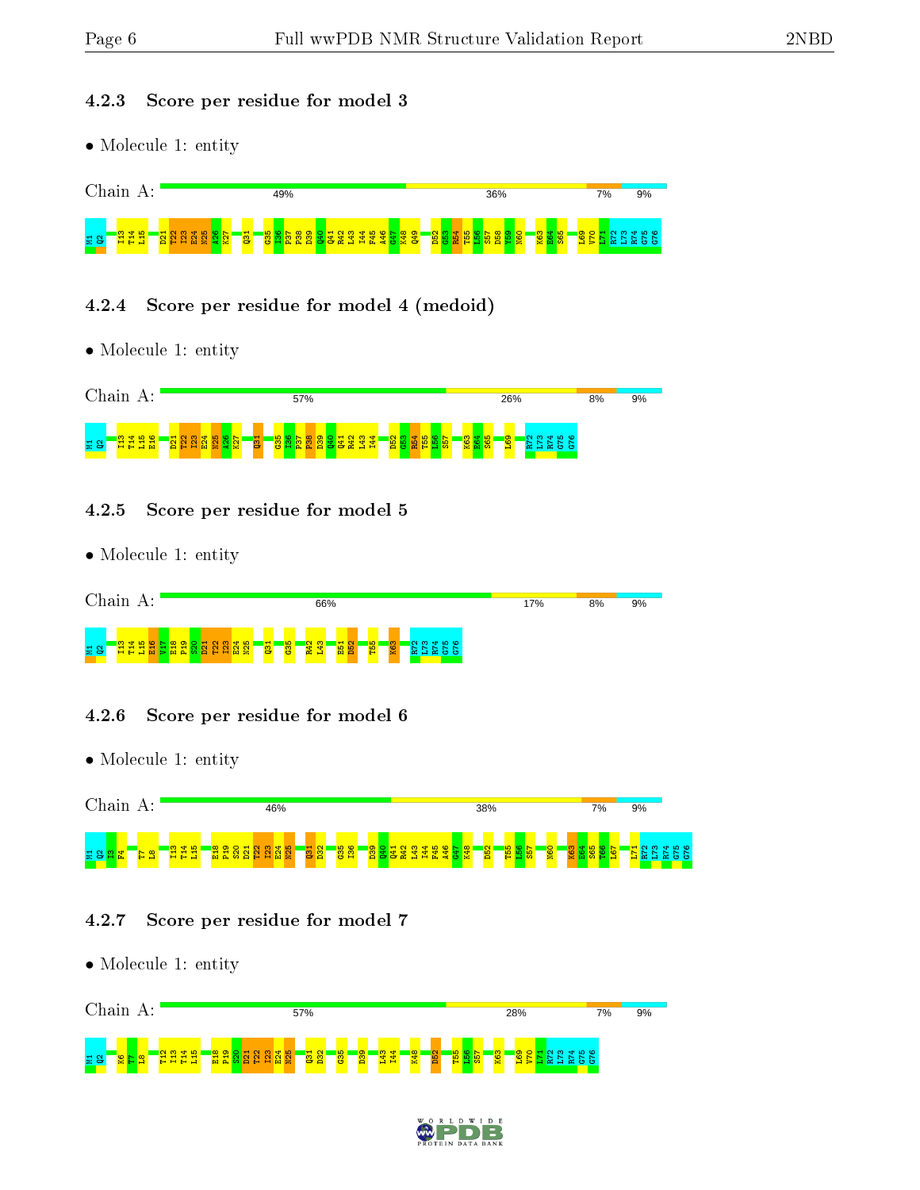### 4.2.3 Score per residue for model 3

- Molecule 1: entity

Chain A: 49% 36% 7% 9%

M1 Q2 I13 T14 L15 D21 T22 I23 E24 N25 A26 K27 Q31 G35 I36 P37 P38 D39 Q40 Q41 R42 L43 I44 F45 A46 G47 K48 Q49 D52 G53 R54 T55 L56 S57 D58 Y59 N60 K63 E64 S65 L69 V70 L71 R72 L73 R74 G75 G76

### 4.2.4 Score per residue for model 4 (medoid)

- Molecule 1: entity

Chain A: 57% 26% 8% 9%

M1 Q2 I13 T14 L15 E16 D21 T22 I23 E24 N25 A26 K27 Q31 G35 I36 P37 P38 D39 Q40 Q41 R42 L43 I44 D52 G53 R54 T55 L56 S57 K63 E64 S65 L69 R72 L73 R74 G75 G76

### 4.2.5 Score per residue for model 5

- Molecule 1: entity

Chain A: 66% 17% 8% 9%

M1 Q2 I13 T14 L15 E16 V17 E18 P19 S20 D21 T22 I23 E24 N25 Q31 G35 R42 L43 E51 D52 T55 K63 R72 L73 R74 G75 G76

### 4.2.6 Score per residue for model 6

- Molecule 1: entity

Chain A: 46% 38% 7% 9%

M1 Q2 I3 F4 T7 L8 I13 T14 L15 E18 P19 S20 D21 T22 I23 E24 N25 Q31 D32 G35 I36 D39 Q40 Q41 R42 L43 I44 F45 A46 G47 K48 D52 T55 L56 S57 N60 K63 E64 S65 T66 L67 L71 R72 L73 R74 G75 G76

### 4.2.7 Score per residue for model 7

- Molecule 1: entity

Chain A: 57% 28% 7% 9%

M1 Q2 K6 T7 L8 T12 I13 T14 L15 E18 P19 S20 D21 T22 I23 E24 N25 Q31 D32 G35 D39 L43 I44 K48 D52 T55 L56 S57 K63 L69 V70 L71 R72 L73 R74 G75 G76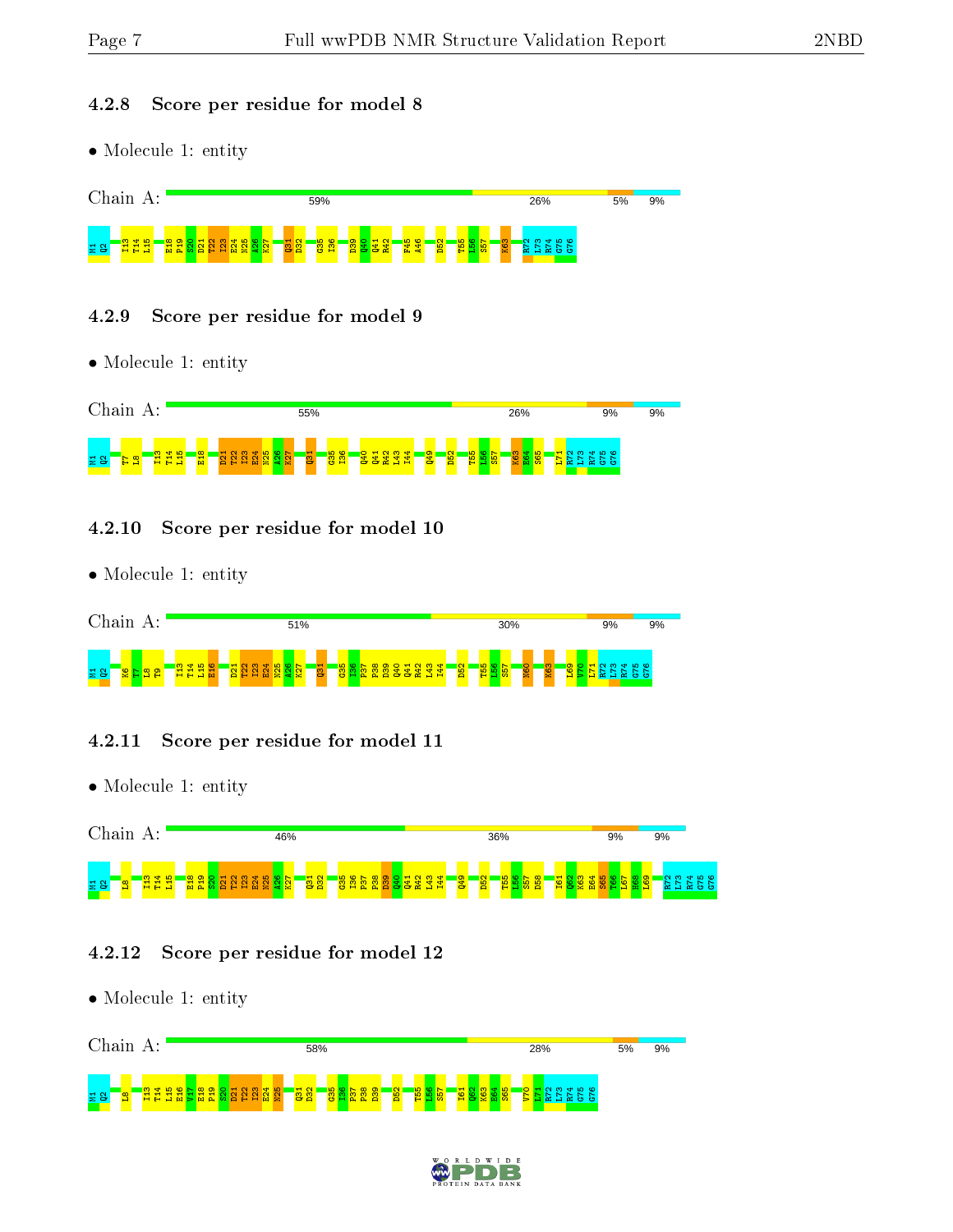### 4.2.8 Score per residue for model 8

- Molecule 1: entity

Chain A: 59% 26% 5% 9%

M1 Q2 I13 T14 L15 E18 P19 S20 D21 T22 I23 E24 N25 A26 K27 Q31 D32 G35 I36 D39 Q40 Q41 R42 F45 A46 D52 T55 L56 S57 K63 R72 L73 R74 G75 G76

### 4.2.9 Score per residue for model 9

- Molecule 1: entity

Chain A: 55% 26% 9% 9%

M1 Q2 T7 L8 I13 T14 L15 E18 D21 T22 I23 E24 N25 A26 K27 Q31 G35 I36 Q40 Q41 R42 L43 I44 Q49 D52 T55 L56 S57 K63 E64 S65 L71 R72 L73 R74 G75 G76

### 4.2.10 Score per residue for model 10

- Molecule 1: entity

Chain A: 51% 30% 9% 9%

M1 Q2 K6 T7 L8 T9 I13 T14 L15 E16 D21 T22 I23 E24 N25 A26 K27 Q31 G35 I36 P37 P38 D39 Q40 Q41 R42 L43 I44 D52 T55 L56 S57 N60 K63 L69 V70 L71 R72 L73 R74 G75 G76

### 4.2.11 Score per residue for model 11

- Molecule 1: entity

Chain A: 46% 36% 9% 9%

M1 Q2 L8 I13 T14 L15 E18 P19 S20 D21 T22 I23 E24 N25 A26 K27 Q31 D32 G35 I36 P37 P38 D39 Q40 Q41 R42 L43 I44 Q49 D52 T55 L56 S57 D58 I61 Q62 K63 E64 S65 T66 L67 H68 L69 R72 L73 R74 G75 G76

### 4.2.12 Score per residue for model 12

- Molecule 1: entity

Chain A: 58% 28% 5% 9%

M1 Q2 L8 I13 T14 L15 E16 V17 E18 P19 S20 D21 T22 I23 E24 N25 Q31 D32 G35 I36 P37 P38 D39 D52 T55 L56 S57 I61 Q62 K63 E64 S65 V70 L71 R72 L73 R74 G75 G76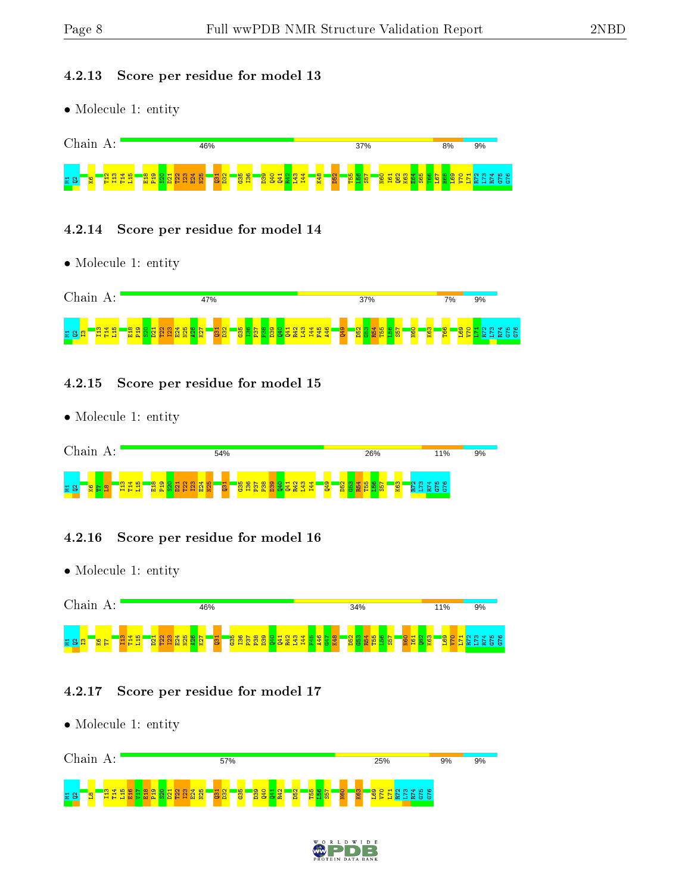### 4.2.13 Score per residue for model 13

- Molecule 1: entity

Chain A: 46% 37% 8% 9%

M1 Q2 K6 T12 I13 T14 L15 E18 P19 S20 D21 T22 I23 E24 N25 Q31 D32 G35 I36 D39 Q40 Q41 R42 L43 I44 K48 D52 T55 L56 S57 N60 I61 Q62 K63 E64 S65 T66 L67 H68 L69 V70 L71 R72 L73 R74 G75 G76

### 4.2.14 Score per residue for model 14

- Molecule 1: entity

Chain A: 47% 37% 7% 9%

M1 Q2 I3 I13 T14 L15 E18 P19 S20 D21 T22 I23 E24 N25 A26 K27 Q31 D32 G35 I36 P37 P38 D39 Q40 Q41 R42 L43 I44 F45 A46 Q49 D52 G53 R54 T55 L56 S57 N60 K63 T66 L69 V70 L71 R72 L73 R74 G75 G76

### 4.2.15 Score per residue for model 15

- Molecule 1: entity

Chain A: 54% 26% 11% 9%

M1 Q2 K6 T7 L8 I13 T14 L15 E18 P19 S20 D21 T22 I23 E24 N25 Q31 G35 I36 P37 P38 D39 Q40 Q41 R42 L43 I44 Q49 D52 G53 R54 T55 L56 S57 K63 R72 L73 R74 G75 G76

### 4.2.16 Score per residue for model 16

- Molecule 1: entity

Chain A: 46% 34% 11% 9%

M1 Q2 I3 K6 T7 I13 T14 L15 D21 T22 I23 E24 N25 A26 K27 Q31 G35 I36 P37 P38 D39 Q40 Q41 R42 L43 I44 F45 A46 G47 K48 D52 G53 R54 T55 L56 S57 N60 I61 Q62 K63 L69 V70 L71 R72 L73 R74 G75 G76

### 4.2.17 Score per residue for model 17

- Molecule 1: entity

Chain A: 57% 25% 9% 9%

M1 Q2 L8 I13 T14 L15 E16 V17 E18 P19 S20 D21 T22 I23 E24 N25 Q31 D32 G35 D39 Q40 Q41 R42 D52 T55 L56 S57 N60 K63 L69 V70 L71 R72 L73 R74 G75 G76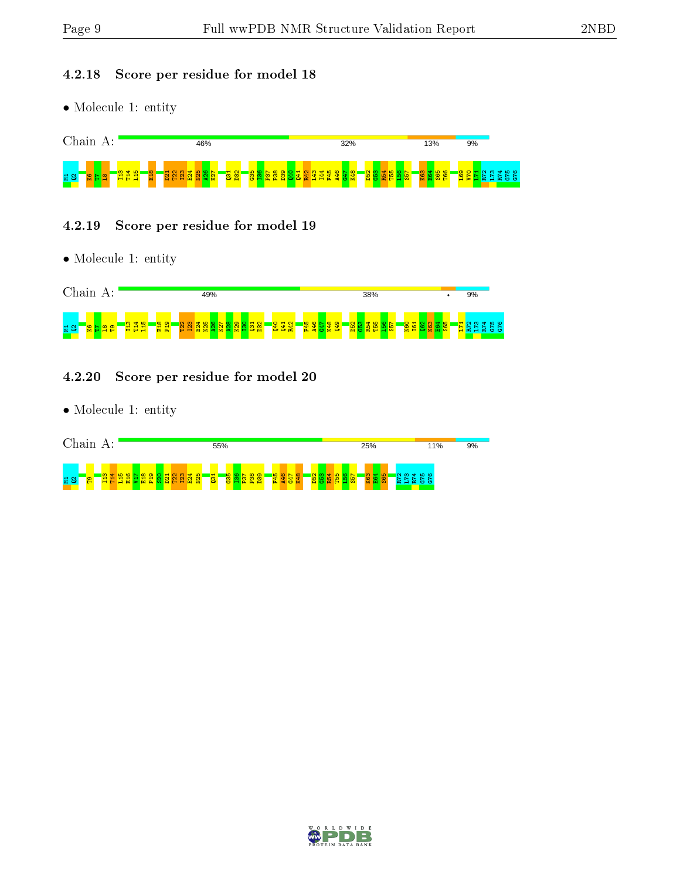### 4.2.18 Score per residue for model 18

- Molecule 1: entity

Chain A: 46% 32% 13% 9%

M1 Q2 K6 T7 L8 I13 T14 L15 E18 D21 T22 I23 E24 N25 A26 K27 Q31 D32 G35 I36 P37 P38 D39 Q40 Q41 R42 L43 I44 F45 A46 G47 K48 D52 G53 R54 T55 L56 S57 K63 E64 S65 T66 L69 V70 L71 R72 L73 R74 G75 G76

### 4.2.19 Score per residue for model 19

- Molecule 1: entity

Chain A: 49% 38% • 9%

M1 Q2 K6 T7 L8 T9 I13 T14 L15 E18 P19 T22 I23 E24 N25 A26 K27 A28 K29 I30 Q31 D32 Q40 Q41 R42 F45 A46 G47 K48 Q49 D52 G53 R54 T55 L56 S57 N60 I61 Q62 K63 E64 S65 L71 R72 L73 R74 G75 G76

### 4.2.20 Score per residue for model 20

- Molecule 1: entity

Chain A: 55% 25% 11% 9%

M1 Q2 T9 I13 T14 L15 E16 V17 E18 P19 S20 D21 T22 I23 E24 N25 Q31 G35 I36 P37 P38 D39 F45 A46 G47 K48 D52 G53 R54 T55 L56 S57 K63 E64 S65 R72 L73 R74 G75 G76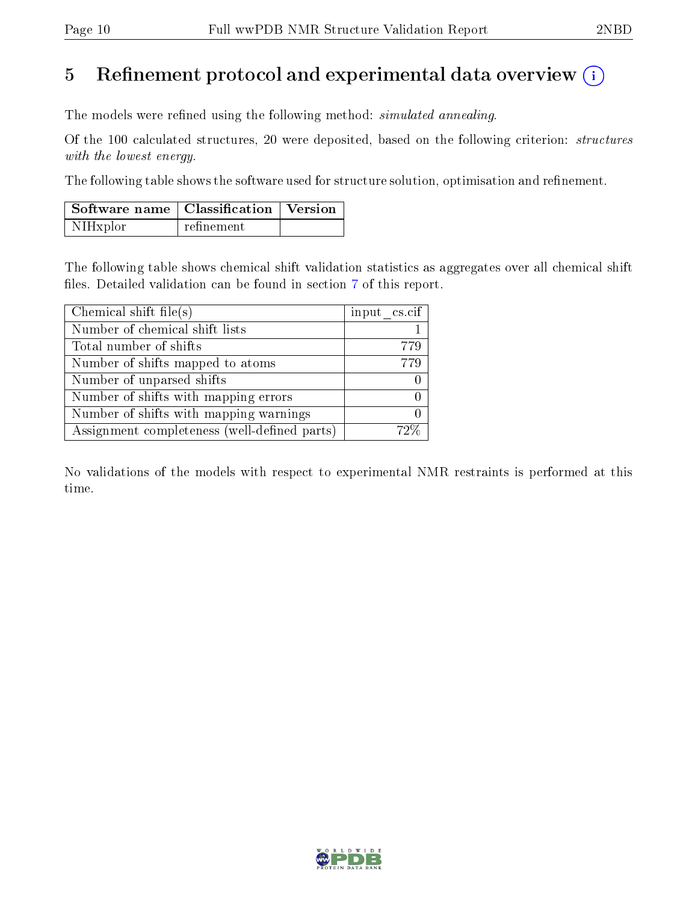# 5 Refinement protocol and experimental data overview (i)

The models were refined using the following method: *simulated annealing*.

Of the 100 calculated structures, 20 were deposited, based on the following criterion: *structures with the lowest energy*.

The following table shows the software used for structure solution, optimisation and refinement.

| Software name | Classification | Version |
|---|---|---|
| NIHxplor | refinement | |

The following table shows chemical shift validation statistics as aggregates over all chemical shift files. Detailed validation can be found in section 7 of this report.

| Chemical shift file(s) | input_cs.cif |
|---|---|
| Number of chemical shift lists | 1 |
| Total number of shifts | 779 |
| Number of shifts mapped to atoms | 779 |
| Number of unparsed shifts | 0 |
| Number of shifts with mapping errors | 0 |
| Number of shifts with mapping warnings | 0 |
| Assignment completeness (well-defined parts) | 72% |

No validations of the models with respect to experimental NMR restraints is performed at this time.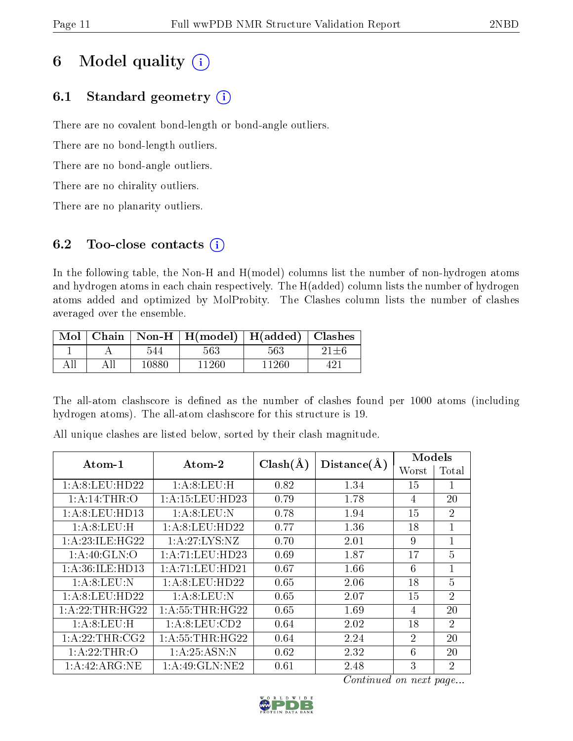# 6 Model quality (i)

## 6.1 Standard geometry (i)

There are no covalent bond-length or bond-angle outliers.

There are no bond-length outliers.

There are no bond-angle outliers.

There are no chirality outliers.

There are no planarity outliers.

## 6.2 Too-close contacts (i)

In the following table, the Non-H and H(model) columns list the number of non-hydrogen atoms and hydrogen atoms in each chain respectively. The H(added) column lists the number of hydrogen atoms added and optimized by MolProbity. The Clashes column lists the number of clashes averaged over the ensemble.

| Mol | Chain | Non-H | H(model) | H(added) | Clashes |
|---|---|---|---|---|---|
| 1 | A | 544 | 563 | 563 | 21±6 |
| All | All | 10880 | 11260 | 11260 | 421 |

The all-atom clashscore is defined as the number of clashes found per 1000 atoms (including hydrogen atoms). The all-atom clashscore for this structure is 19.

All unique clashes are listed below, sorted by their clash magnitude.

| Atom-1 | Atom-2 | Clash(Å) | Distance(Å) | Models | |
|---|---|---|---|---|---|
| | | | | Worst | Total |
| 1:A:8:LEU:HD22 | 1:A:8:LEU:H | 0.82 | 1.34 | 15 | 1 |
| 1:A:14:THR:O | 1:A:15:LEU:HD23 | 0.79 | 1.78 | 4 | 20 |
| 1:A:8:LEU:HD13 | 1:A:8:LEU:N | 0.78 | 1.94 | 15 | 2 |
| 1:A:8:LEU:H | 1:A:8:LEU:HD22 | 0.77 | 1.36 | 18 | 1 |
| 1:A:23:ILE:HG22 | 1:A:27:LYS:NZ | 0.70 | 2.01 | 9 | 1 |
| 1:A:40:GLN:O | 1:A:71:LEU:HD23 | 0.69 | 1.87 | 17 | 5 |
| 1:A:36:ILE:HD13 | 1:A:71:LEU:HD21 | 0.67 | 1.66 | 6 | 1 |
| 1:A:8:LEU:N | 1:A:8:LEU:HD22 | 0.65 | 2.06 | 18 | 5 |
| 1:A:8:LEU:HD22 | 1:A:8:LEU:N | 0.65 | 2.07 | 15 | 2 |
| 1:A:22:THR:HG22 | 1:A:55:THR:HG22 | 0.65 | 1.69 | 4 | 20 |
| 1:A:8:LEU:H | 1:A:8:LEU:CD2 | 0.64 | 2.02 | 18 | 2 |
| 1:A:22:THR:CG2 | 1:A:55:THR:HG22 | 0.64 | 2.24 | 2 | 20 |
| 1:A:22:THR:O | 1:A:25:ASN:N | 0.62 | 2.32 | 6 | 20 |
| 1:A:42:ARG:NE | 1:A:49:GLN:NE2 | 0.61 | 2.48 | 3 | 2 |

*Continued on next page...*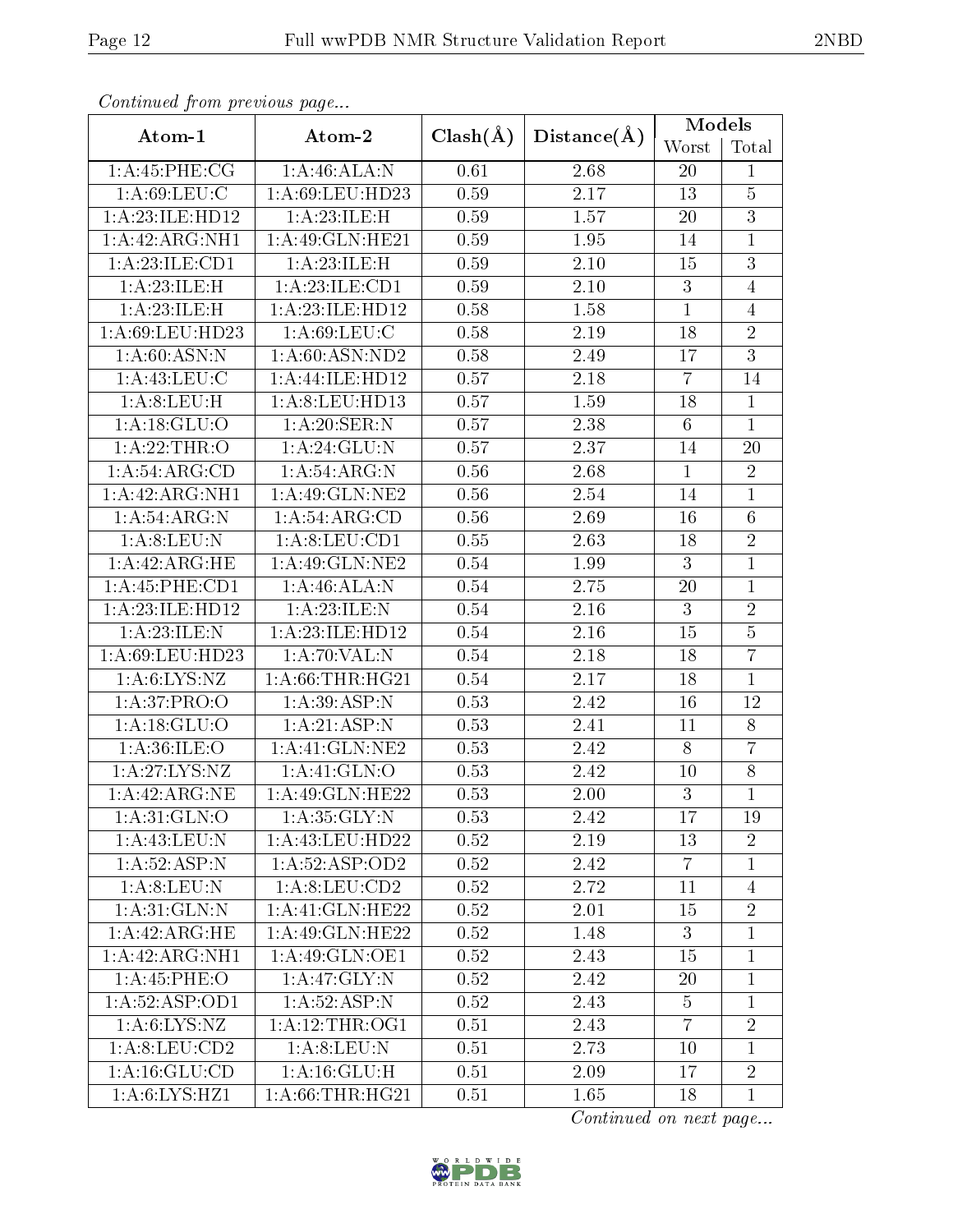*Continued from previous page...*

| Atom-1 | Atom-2 | Clash(Å) | Distance(Å) | Models | |
|---|---|---|---|---|---|
| | | | | Worst | Total |
| 1:A:45:PHE:CG | 1:A:46:ALA:N | 0.61 | 2.68 | 20 | 1 |
| 1:A:69:LEU:C | 1:A:69:LEU:HD23 | 0.59 | 2.17 | 13 | 5 |
| 1:A:23:ILE:HD12 | 1:A:23:ILE:H | 0.59 | 1.57 | 20 | 3 |
| 1:A:42:ARG:NH1 | 1:A:49:GLN:HE21 | 0.59 | 1.95 | 14 | 1 |
| 1:A:23:ILE:CD1 | 1:A:23:ILE:H | 0.59 | 2.10 | 15 | 3 |
| 1:A:23:ILE:H | 1:A:23:ILE:CD1 | 0.59 | 2.10 | 3 | 4 |
| 1:A:23:ILE:H | 1:A:23:ILE:HD12 | 0.58 | 1.58 | 1 | 4 |
| 1:A:69:LEU:HD23 | 1:A:69:LEU:C | 0.58 | 2.19 | 18 | 2 |
| 1:A:60:ASN:N | 1:A:60:ASN:ND2 | 0.58 | 2.49 | 17 | 3 |
| 1:A:43:LEU:C | 1:A:44:ILE:HD12 | 0.57 | 2.18 | 7 | 14 |
| 1:A:8:LEU:H | 1:A:8:LEU:HD13 | 0.57 | 1.59 | 18 | 1 |
| 1:A:18:GLU:O | 1:A:20:SER:N | 0.57 | 2.38 | 6 | 1 |
| 1:A:22:THR:O | 1:A:24:GLU:N | 0.57 | 2.37 | 14 | 20 |
| 1:A:54:ARG:CD | 1:A:54:ARG:N | 0.56 | 2.68 | 1 | 2 |
| 1:A:42:ARG:NH1 | 1:A:49:GLN:NE2 | 0.56 | 2.54 | 14 | 1 |
| 1:A:54:ARG:N | 1:A:54:ARG:CD | 0.56 | 2.69 | 16 | 6 |
| 1:A:8:LEU:N | 1:A:8:LEU:CD1 | 0.55 | 2.63 | 18 | 2 |
| 1:A:42:ARG:HE | 1:A:49:GLN:NE2 | 0.54 | 1.99 | 3 | 1 |
| 1:A:45:PHE:CD1 | 1:A:46:ALA:N | 0.54 | 2.75 | 20 | 1 |
| 1:A:23:ILE:HD12 | 1:A:23:ILE:N | 0.54 | 2.16 | 3 | 2 |
| 1:A:23:ILE:N | 1:A:23:ILE:HD12 | 0.54 | 2.16 | 15 | 5 |
| 1:A:69:LEU:HD23 | 1:A:70:VAL:N | 0.54 | 2.18 | 18 | 7 |
| 1:A:6:LYS:NZ | 1:A:66:THR:HG21 | 0.54 | 2.17 | 18 | 1 |
| 1:A:37:PRO:O | 1:A:39:ASP:N | 0.53 | 2.42 | 16 | 12 |
| 1:A:18:GLU:O | 1:A:21:ASP:N | 0.53 | 2.41 | 11 | 8 |
| 1:A:36:ILE:O | 1:A:41:GLN:NE2 | 0.53 | 2.42 | 8 | 7 |
| 1:A:27:LYS:NZ | 1:A:41:GLN:O | 0.53 | 2.42 | 10 | 8 |
| 1:A:42:ARG:NE | 1:A:49:GLN:HE22 | 0.53 | 2.00 | 3 | 1 |
| 1:A:31:GLN:O | 1:A:35:GLY:N | 0.53 | 2.42 | 17 | 19 |
| 1:A:43:LEU:N | 1:A:43:LEU:HD22 | 0.52 | 2.19 | 13 | 2 |
| 1:A:52:ASP:N | 1:A:52:ASP:OD2 | 0.52 | 2.42 | 7 | 1 |
| 1:A:8:LEU:N | 1:A:8:LEU:CD2 | 0.52 | 2.72 | 11 | 4 |
| 1:A:31:GLN:N | 1:A:41:GLN:HE22 | 0.52 | 2.01 | 15 | 2 |
| 1:A:42:ARG:HE | 1:A:49:GLN:HE22 | 0.52 | 1.48 | 3 | 1 |
| 1:A:42:ARG:NH1 | 1:A:49:GLN:OE1 | 0.52 | 2.43 | 15 | 1 |
| 1:A:45:PHE:O | 1:A:47:GLY:N | 0.52 | 2.42 | 20 | 1 |
| 1:A:52:ASP:OD1 | 1:A:52:ASP:N | 0.52 | 2.43 | 5 | 1 |
| 1:A:6:LYS:NZ | 1:A:12:THR:OG1 | 0.51 | 2.43 | 7 | 2 |
| 1:A:8:LEU:CD2 | 1:A:8:LEU:N | 0.51 | 2.73 | 10 | 1 |
| 1:A:16:GLU:CD | 1:A:16:GLU:H | 0.51 | 2.09 | 17 | 2 |
| 1:A:6:LYS:HZ1 | 1:A:66:THR:HG21 | 0.51 | 1.65 | 18 | 1 |

*Continued on next page...*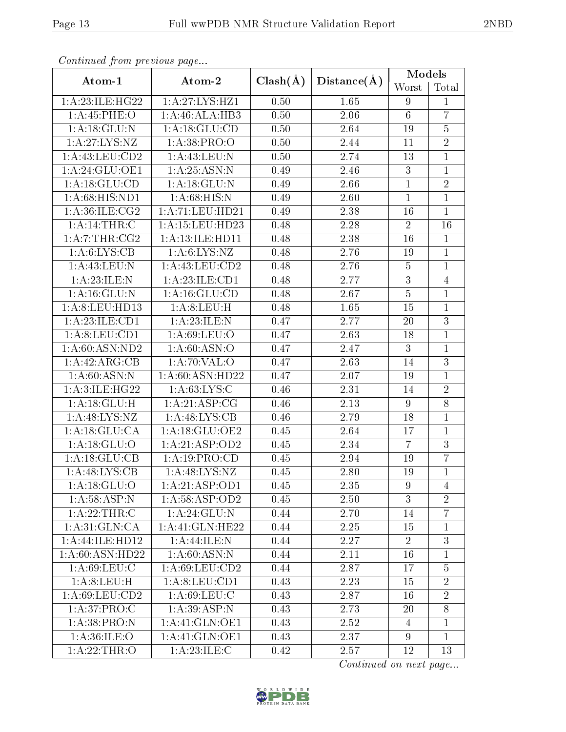*Continued from previous page...*

| Atom-1 | Atom-2 | Clash(Å) | Distance(Å) | Models | |
|---|---|---|---|---|---|
| | | | | Worst | Total |
| 1:A:23:ILE:HG22 | 1:A:27:LYS:HZ1 | 0.50 | 1.65 | 9 | 1 |
| 1:A:45:PHE:O | 1:A:46:ALA:HB3 | 0.50 | 2.06 | 6 | 7 |
| 1:A:18:GLU:N | 1:A:18:GLU:CD | 0.50 | 2.64 | 19 | 5 |
| 1:A:27:LYS:NZ | 1:A:38:PRO:O | 0.50 | 2.44 | 11 | 2 |
| 1:A:43:LEU:CD2 | 1:A:43:LEU:N | 0.50 | 2.74 | 13 | 1 |
| 1:A:24:GLU:OE1 | 1:A:25:ASN:N | 0.49 | 2.46 | 3 | 1 |
| 1:A:18:GLU:CD | 1:A:18:GLU:N | 0.49 | 2.66 | 1 | 2 |
| 1:A:68:HIS:ND1 | 1:A:68:HIS:N | 0.49 | 2.60 | 1 | 1 |
| 1:A:36:ILE:CG2 | 1:A:71:LEU:HD21 | 0.49 | 2.38 | 16 | 1 |
| 1:A:14:THR:C | 1:A:15:LEU:HD23 | 0.48 | 2.28 | 2 | 16 |
| 1:A:7:THR:CG2 | 1:A:13:ILE:HD11 | 0.48 | 2.38 | 16 | 1 |
| 1:A:6:LYS:CB | 1:A:6:LYS:NZ | 0.48 | 2.76 | 19 | 1 |
| 1:A:43:LEU:N | 1:A:43:LEU:CD2 | 0.48 | 2.76 | 5 | 1 |
| 1:A:23:ILE:N | 1:A:23:ILE:CD1 | 0.48 | 2.77 | 3 | 4 |
| 1:A:16:GLU:N | 1:A:16:GLU:CD | 0.48 | 2.67 | 5 | 1 |
| 1:A:8:LEU:HD13 | 1:A:8:LEU:H | 0.48 | 1.65 | 15 | 1 |
| 1:A:23:ILE:CD1 | 1:A:23:ILE:N | 0.47 | 2.77 | 20 | 3 |
| 1:A:8:LEU:CD1 | 1:A:69:LEU:O | 0.47 | 2.63 | 18 | 1 |
| 1:A:60:ASN:ND2 | 1:A:60:ASN:O | 0.47 | 2.47 | 3 | 1 |
| 1:A:42:ARG:CB | 1:A:70:VAL:O | 0.47 | 2.63 | 14 | 3 |
| 1:A:60:ASN:N | 1:A:60:ASN:HD22 | 0.47 | 2.07 | 19 | 1 |
| 1:A:3:ILE:HG22 | 1:A:63:LYS:C | 0.46 | 2.31 | 14 | 2 |
| 1:A:18:GLU:H | 1:A:21:ASP:CG | 0.46 | 2.13 | 9 | 8 |
| 1:A:48:LYS:NZ | 1:A:48:LYS:CB | 0.46 | 2.79 | 18 | 1 |
| 1:A:18:GLU:CA | 1:A:18:GLU:OE2 | 0.45 | 2.64 | 17 | 1 |
| 1:A:18:GLU:O | 1:A:21:ASP:OD2 | 0.45 | 2.34 | 7 | 3 |
| 1:A:18:GLU:CB | 1:A:19:PRO:CD | 0.45 | 2.94 | 19 | 7 |
| 1:A:48:LYS:CB | 1:A:48:LYS:NZ | 0.45 | 2.80 | 19 | 1 |
| 1:A:18:GLU:O | 1:A:21:ASP:OD1 | 0.45 | 2.35 | 9 | 4 |
| 1:A:58:ASP:N | 1:A:58:ASP:OD2 | 0.45 | 2.50 | 3 | 2 |
| 1:A:22:THR:C | 1:A:24:GLU:N | 0.44 | 2.70 | 14 | 7 |
| 1:A:31:GLN:CA | 1:A:41:GLN:HE22 | 0.44 | 2.25 | 15 | 1 |
| 1:A:44:ILE:HD12 | 1:A:44:ILE:N | 0.44 | 2.27 | 2 | 3 |
| 1:A:60:ASN:HD22 | 1:A:60:ASN:N | 0.44 | 2.11 | 16 | 1 |
| 1:A:69:LEU:C | 1:A:69:LEU:CD2 | 0.44 | 2.87 | 17 | 5 |
| 1:A:8:LEU:H | 1:A:8:LEU:CD1 | 0.43 | 2.23 | 15 | 2 |
| 1:A:69:LEU:CD2 | 1:A:69:LEU:C | 0.43 | 2.87 | 16 | 2 |
| 1:A:37:PRO:C | 1:A:39:ASP:N | 0.43 | 2.73 | 20 | 8 |
| 1:A:38:PRO:N | 1:A:41:GLN:OE1 | 0.43 | 2.52 | 4 | 1 |
| 1:A:36:ILE:O | 1:A:41:GLN:OE1 | 0.43 | 2.37 | 9 | 1 |
| 1:A:22:THR:O | 1:A:23:ILE:C | 0.42 | 2.57 | 12 | 13 |

*Continued on next page...*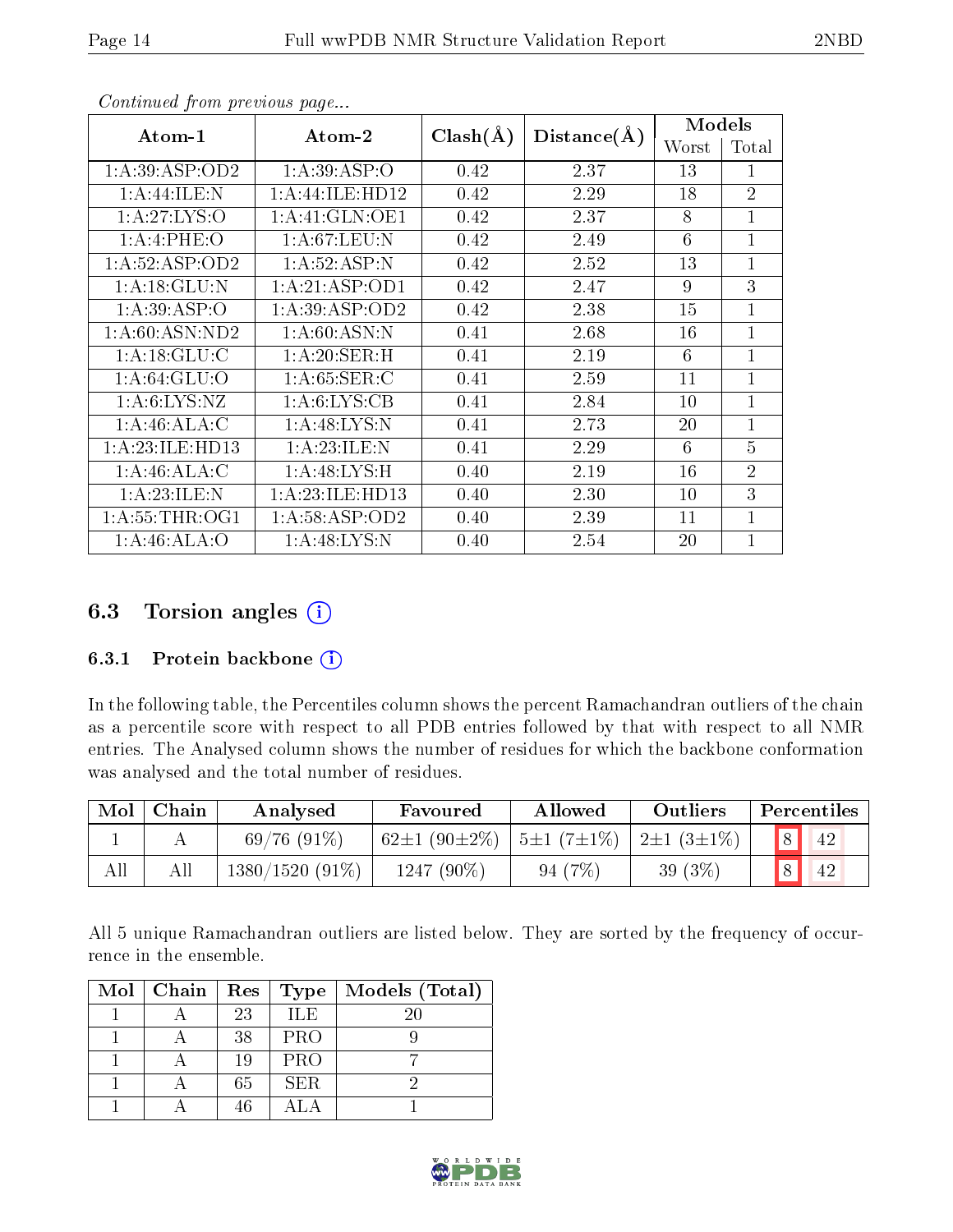*Continued from previous page...*

| Atom-1 | Atom-2 | Clash(Å) | Distance(Å) | Models | |
|---|---|---|---|---|---|
| | | | | Worst | Total |
| 1:A:39:ASP:OD2 | 1:A:39:ASP:O | 0.42 | 2.37 | 13 | 1 |
| 1:A:44:ILE:N | 1:A:44:ILE:HD12 | 0.42 | 2.29 | 18 | 2 |
| 1:A:27:LYS:O | 1:A:41:GLN:OE1 | 0.42 | 2.37 | 8 | 1 |
| 1:A:4:PHE:O | 1:A:67:LEU:N | 0.42 | 2.49 | 6 | 1 |
| 1:A:52:ASP:OD2 | 1:A:52:ASP:N | 0.42 | 2.52 | 13 | 1 |
| 1:A:18:GLU:N | 1:A:21:ASP:OD1 | 0.42 | 2.47 | 9 | 3 |
| 1:A:39:ASP:O | 1:A:39:ASP:OD2 | 0.42 | 2.38 | 15 | 1 |
| 1:A:60:ASN:ND2 | 1:A:60:ASN:N | 0.41 | 2.68 | 16 | 1 |
| 1:A:18:GLU:C | 1:A:20:SER:H | 0.41 | 2.19 | 6 | 1 |
| 1:A:64:GLU:O | 1:A:65:SER:C | 0.41 | 2.59 | 11 | 1 |
| 1:A:6:LYS:NZ | 1:A:6:LYS:CB | 0.41 | 2.84 | 10 | 1 |
| 1:A:46:ALA:C | 1:A:48:LYS:N | 0.41 | 2.73 | 20 | 1 |
| 1:A:23:ILE:HD13 | 1:A:23:ILE:N | 0.41 | 2.29 | 6 | 5 |
| 1:A:46:ALA:C | 1:A:48:LYS:H | 0.40 | 2.19 | 16 | 2 |
| 1:A:23:ILE:N | 1:A:23:ILE:HD13 | 0.40 | 2.30 | 10 | 3 |
| 1:A:55:THR:OG1 | 1:A:58:ASP:OD2 | 0.40 | 2.39 | 11 | 1 |
| 1:A:46:ALA:O | 1:A:48:LYS:N | 0.40 | 2.54 | 20 | 1 |

## 6.3 Torsion angles

### 6.3.1 Protein backbone

In the following table, the Percentiles column shows the percent Ramachandran outliers of the chain as a percentile score with respect to all PDB entries followed by that with respect to all NMR entries. The Analysed column shows the number of residues for which the backbone conformation was analysed and the total number of residues.

| Mol | Chain | Analysed | Favoured | Allowed | Outliers | Percentiles | |
|---|---|---|---|---|---|---|---|
| 1 | A | 69/76 (91%) | 62±1 (90±2%) | 5±1 (7±1%) | 2±1 (3±1%) | 8 | 42 |
| All | All | 1380/1520 (91%) | 1247 (90%) | 94 (7%) | 39 (3%) | 8 | 42 |

All 5 unique Ramachandran outliers are listed below. They are sorted by the frequency of occurrence in the ensemble.

| Mol | Chain | Res | Type | Models (Total) |
|---|---|---|---|---|
| 1 | A | 23 | ILE | 20 |
| 1 | A | 38 | PRO | 9 |
| 1 | A | 19 | PRO | 7 |
| 1 | A | 65 | SER | 2 |
| 1 | A | 46 | ALA | 1 |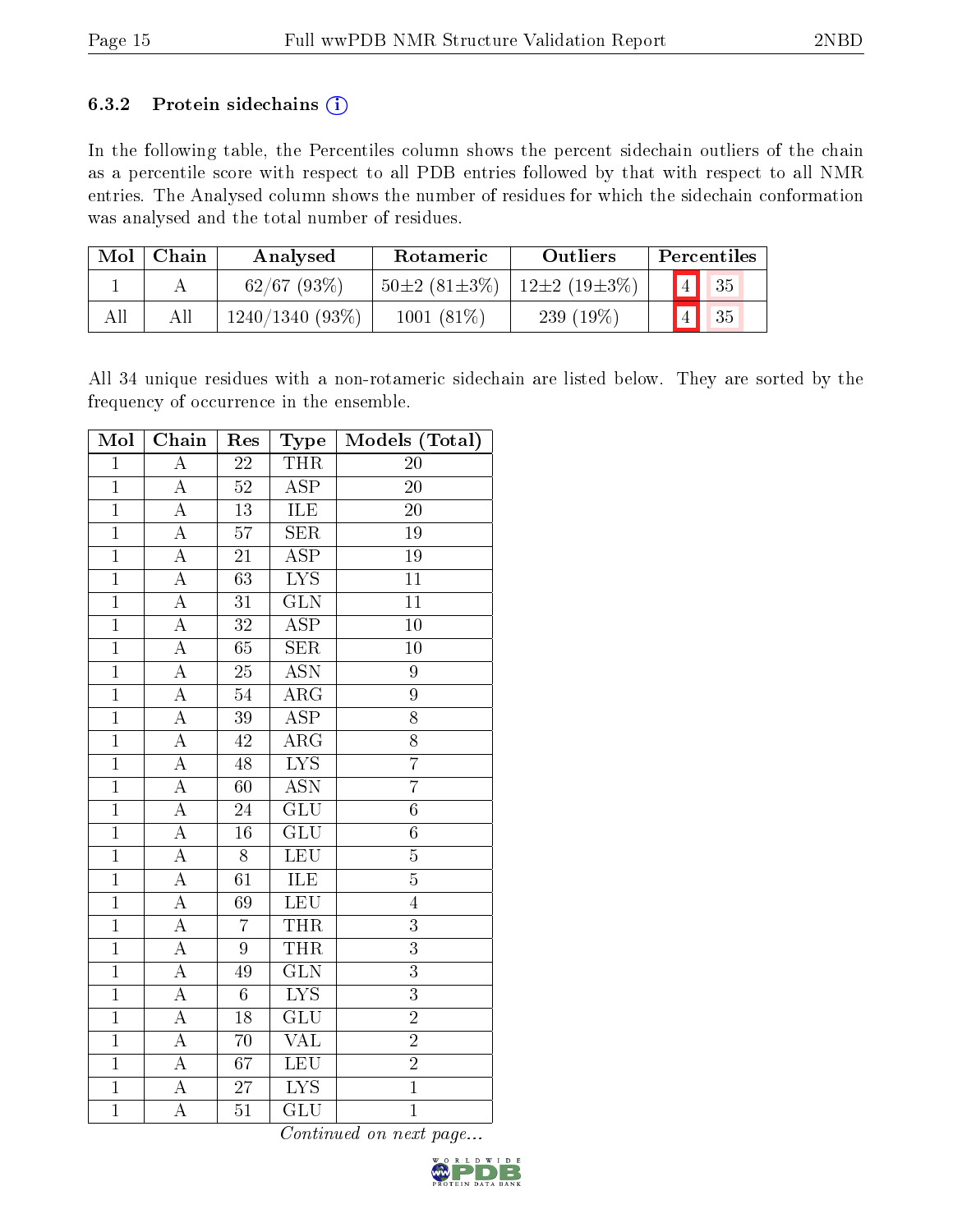### 6.3.2 Protein sidechains (i)

In the following table, the Percentiles column shows the percent sidechain outliers of the chain as a percentile score with respect to all PDB entries followed by that with respect to all NMR entries. The Analysed column shows the number of residues for which the sidechain conformation was analysed and the total number of residues.

| Mol | Chain | Analysed | Rotameric | Outliers | Percentiles | |
|---|---|---|---|---|---|---|
| 1 | A | 62/67 (93%) | 50±2 (81±3%) | 12±2 (19±3%) | 4 | 35 |
| All | All | 1240/1340 (93%) | 1001 (81%) | 239 (19%) | 4 | 35 |

All 34 unique residues with a non-rotameric sidechain are listed below. They are sorted by the frequency of occurrence in the ensemble.

| Mol | Chain | Res | Type | Models (Total) |
|---|---|---|---|---|
| 1 | A | 22 | THR | 20 |
| 1 | A | 52 | ASP | 20 |
| 1 | A | 13 | ILE | 20 |
| 1 | A | 57 | SER | 19 |
| 1 | A | 21 | ASP | 19 |
| 1 | A | 63 | LYS | 11 |
| 1 | A | 31 | GLN | 11 |
| 1 | A | 32 | ASP | 10 |
| 1 | A | 65 | SER | 10 |
| 1 | A | 25 | ASN | 9 |
| 1 | A | 54 | ARG | 9 |
| 1 | A | 39 | ASP | 8 |
| 1 | A | 42 | ARG | 8 |
| 1 | A | 48 | LYS | 7 |
| 1 | A | 60 | ASN | 7 |
| 1 | A | 24 | GLU | 6 |
| 1 | A | 16 | GLU | 6 |
| 1 | A | 8 | LEU | 5 |
| 1 | A | 61 | ILE | 5 |
| 1 | A | 69 | LEU | 4 |
| 1 | A | 7 | THR | 3 |
| 1 | A | 9 | THR | 3 |
| 1 | A | 49 | GLN | 3 |
| 1 | A | 6 | LYS | 3 |
| 1 | A | 18 | GLU | 2 |
| 1 | A | 70 | VAL | 2 |
| 1 | A | 67 | LEU | 2 |
| 1 | A | 27 | LYS | 1 |
| 1 | A | 51 | GLU | 1 |

*Continued on next page...*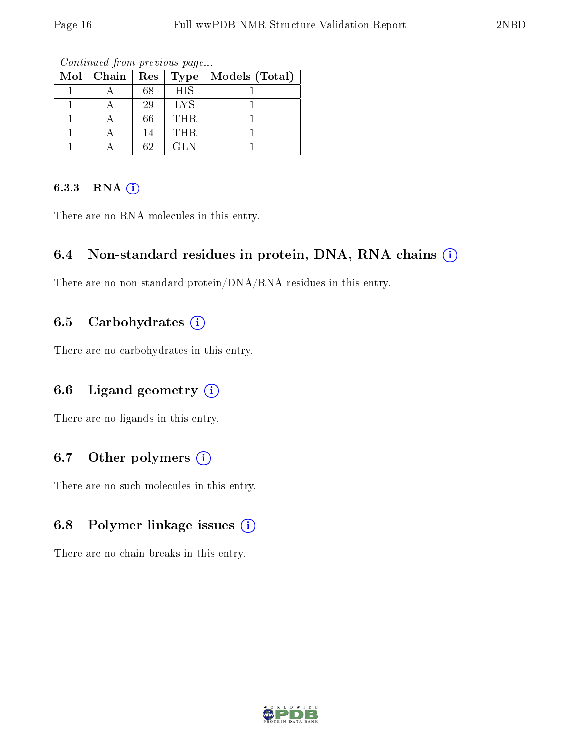*Continued from previous page...*

| Mol | Chain | Res | Type | Models (Total) |
|---|---|---|---|---|
| 1 | A | 68 | HIS | 1 |
| 1 | A | 29 | LYS | 1 |
| 1 | A | 66 | THR | 1 |
| 1 | A | 14 | THR | 1 |
| 1 | A | 62 | GLN | 1 |

#### 6.3.3 RNA

There are no RNA molecules in this entry.

### 6.4 Non-standard residues in protein, DNA, RNA chains

There are no non-standard protein/DNA/RNA residues in this entry.

### 6.5 Carbohydrates

There are no carbohydrates in this entry.

### 6.6 Ligand geometry

There are no ligands in this entry.

### 6.7 Other polymers

There are no such molecules in this entry.

### 6.8 Polymer linkage issues

There are no chain breaks in this entry.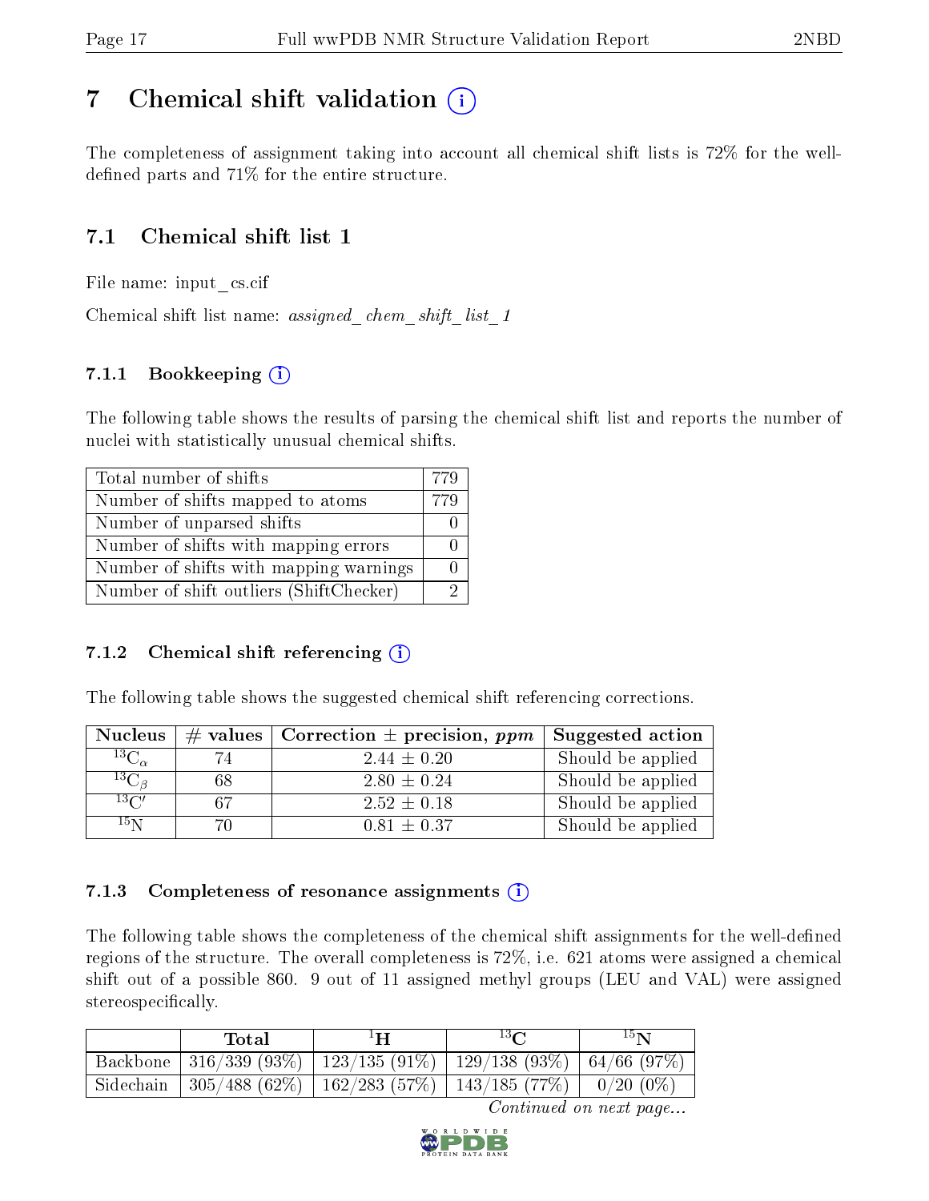# 7 Chemical shift validation

The completeness of assignment taking into account all chemical shift lists is 72% for the well-defined parts and 71% for the entire structure.

## 7.1 Chemical shift list 1

File name: input_cs.cif

Chemical shift list name: *assigned_chem_shift_list_1*

### 7.1.1 Bookkeeping

The following table shows the results of parsing the chemical shift list and reports the number of nuclei with statistically unusual chemical shifts.

| | |
|---|---|
| Total number of shifts | 779 |
| Number of shifts mapped to atoms | 779 |
| Number of unparsed shifts | 0 |
| Number of shifts with mapping errors | 0 |
| Number of shifts with mapping warnings | 0 |
| Number of shift outliers (ShiftChecker) | 2 |

### 7.1.2 Chemical shift referencing

The following table shows the suggested chemical shift referencing corrections.

| Nucleus | # values | Correction ± precision, *ppm* | Suggested action |
|---|---|---|---|
| $^{13}C_{\alpha}$ | 74 | $2.44 \pm 0.20$ | Should be applied |
| $^{13}C_{\beta}$ | 68 | $2.80 \pm 0.24$ | Should be applied |
| $^{13}C'$ | 67 | $2.52 \pm 0.18$ | Should be applied |
| $^{15}N$ | 70 | $0.81 \pm 0.37$ | Should be applied |

### 7.1.3 Completeness of resonance assignments

The following table shows the completeness of the chemical shift assignments for the well-defined regions of the structure. The overall completeness is 72%, i.e. 621 atoms were assigned a chemical shift out of a possible 860. 9 out of 11 assigned methyl groups (LEU and VAL) were assigned stereospecifically.

| | Total | $^{1}H$ | $^{13}C$ | $^{15}N$ |
|---|---|---|---|---|
| Backbone | 316/339 (93%) | 123/135 (91%) | 129/138 (93%) | 64/66 (97%) |
| Sidechain | 305/488 (62%) | 162/283 (57%) | 143/185 (77%) | 0/20 (0%) |

*Continued on next page...*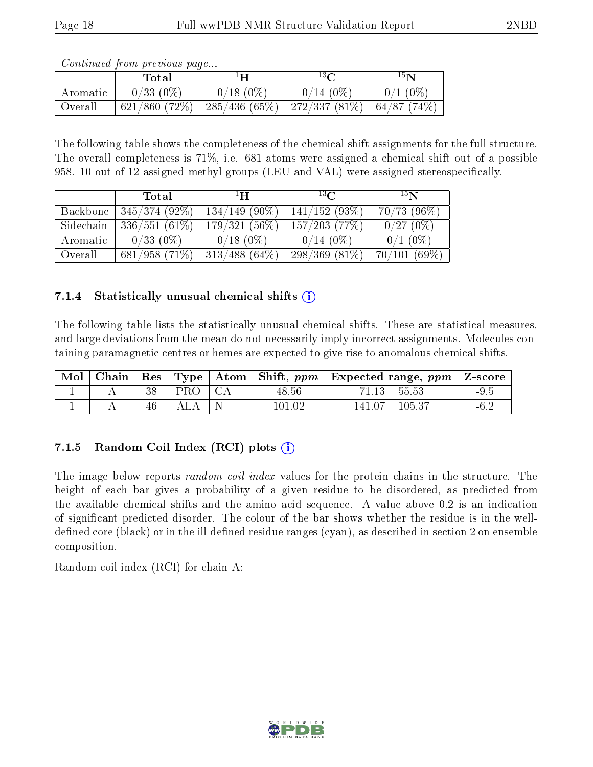*Continued from previous page...*

| | Total | $^{1}$H | $^{13}$C | $^{15}$N |
|---|---|---|---|---|
| Aromatic | 0/33 (0%) | 0/18 (0%) | 0/14 (0%) | 0/1 (0%) |
| Overall | 621/860 (72%) | 285/436 (65%) | 272/337 (81%) | 64/87 (74%) |

The following table shows the completeness of the chemical shift assignments for the full structure. The overall completeness is 71%, i.e. 681 atoms were assigned a chemical shift out of a possible 958. 10 out of 12 assigned methyl groups (LEU and VAL) were assigned stereospecifically.

| | Total | $^{1}$H | $^{13}$C | $^{15}$N |
|---|---|---|---|---|
| Backbone | 345/374 (92%) | 134/149 (90%) | 141/152 (93%) | 70/73 (96%) |
| Sidechain | 336/551 (61%) | 179/321 (56%) | 157/203 (77%) | 0/27 (0%) |
| Aromatic | 0/33 (0%) | 0/18 (0%) | 0/14 (0%) | 0/1 (0%) |
| Overall | 681/958 (71%) | 313/488 (64%) | 298/369 (81%) | 70/101 (69%) |

#### 7.1.4 Statistically unusual chemical shifts

The following table lists the statistically unusual chemical shifts. These are statistical measures, and large deviations from the mean do not necessarily imply incorrect assignments. Molecules containing paramagnetic centres or hemes are expected to give rise to anomalous chemical shifts.

| Mol | Chain | Res | Type | Atom | Shift, *ppm* | Expected range, *ppm* | Z-score |
|---|---|---|---|---|---|---|---|
| 1 | A | 38 | PRO | CA | 48.56 | 71.13 – 55.53 | -9.5 |
| 1 | A | 46 | ALA | N | 101.02 | 141.07 – 105.37 | -6.2 |

#### 7.1.5 Random Coil Index (RCI) plots

The image below reports *random coil index* values for the protein chains in the structure. The height of each bar gives a probability of a given residue to be disordered, as predicted from the available chemical shifts and the amino acid sequence. A value above 0.2 is an indication of significant predicted disorder. The colour of the bar shows whether the residue is in the well-defined core (black) or in the ill-defined residue ranges (cyan), as described in section 2 on ensemble composition.

Random coil index (RCI) for chain A: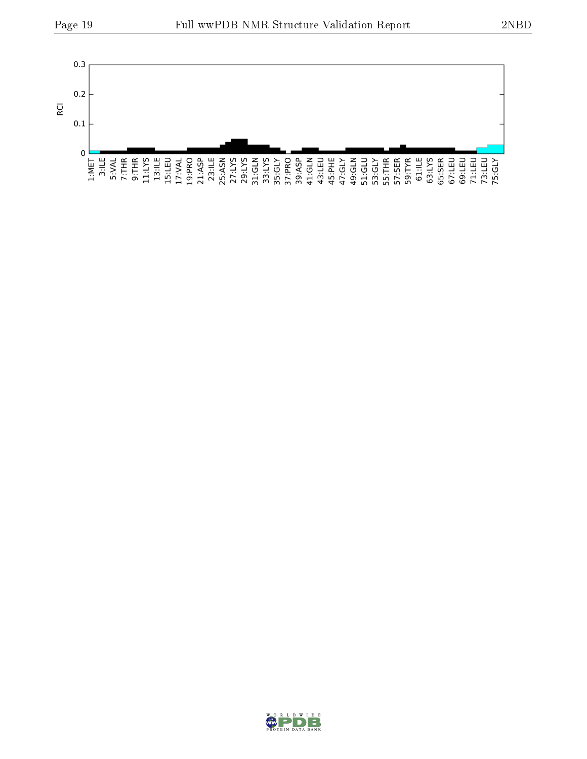RCI

0.3
0.2
0.1
0

1:MET
3:ILE
5:VAL
7:THR
9:THR
11:LYS
13:ILE
15:LEU
17:VAL
19:PRO
21:ASP
23:ILE
25:ASN
27:LYS
29:LYS
31:GLN
33:LYS
35:GLY
37:PRO
39:ASP
41:GLN
43:LEU
45:PHE
47:GLY
49:GLN
51:GLU
53:GLY
55:THR
57:SER
59:TYR
61:ILE
63:LYS
65:SER
67:LEU
69:LEU
71:LEU
73:LEU
75:GLY